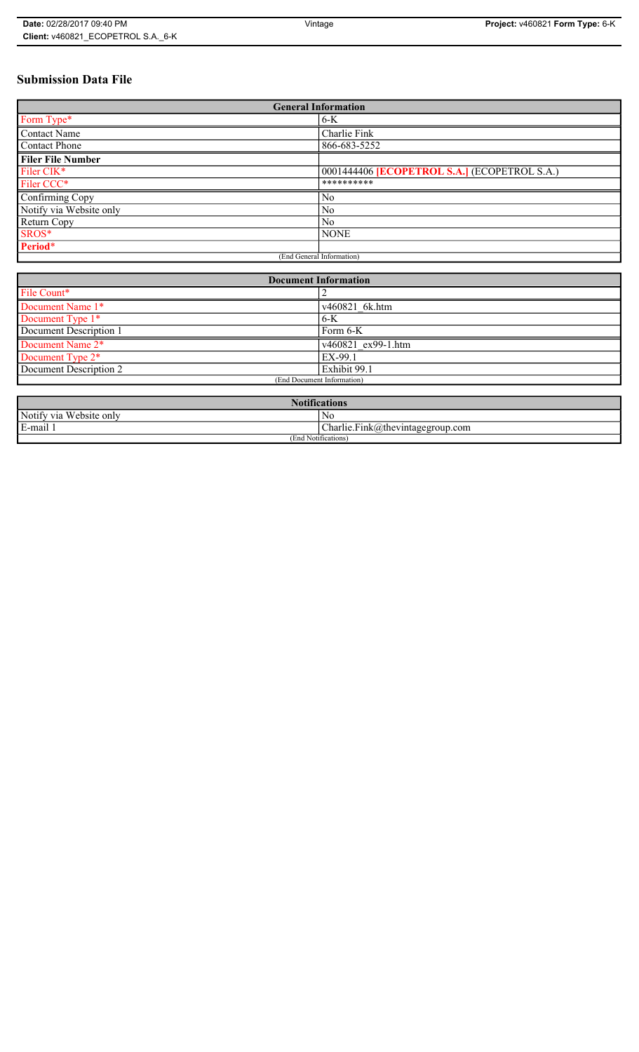# Submission Data File

| General Information | |
|---|---|
| Form Type* | 6-K |
| Contact Name | Charlie Fink |
| Contact Phone | 866-683-5252 |
| **Filer File Number** | |
| Filer CIK* | 0001444406 **[ECOPETROL S.A.]** (ECOPETROL S.A.) |
| Filer CCC* | ********** |
| Confirming Copy | No |
| Notify via Website only | No |
| Return Copy | No |
| SROS* | NONE |
| **Period*** | |
| (End General Information) | |

| Document Information | |
|---|---|
| File Count* | 2 |
| Document Name 1* | v460821_6k.htm |
| Document Type 1* | 6-K |
| Document Description 1 | Form 6-K |
| Document Name 2* | v460821_ex99-1.htm |
| Document Type 2* | EX-99.1 |
| Document Description 2 | Exhibit 99.1 |
| (End Document Information) | |

| Notifications | |
|---|---|
| Notify via Website only | No |
| E-mail 1 | Charlie.Fink@thevintagegroup.com |
| (End Notifications) | |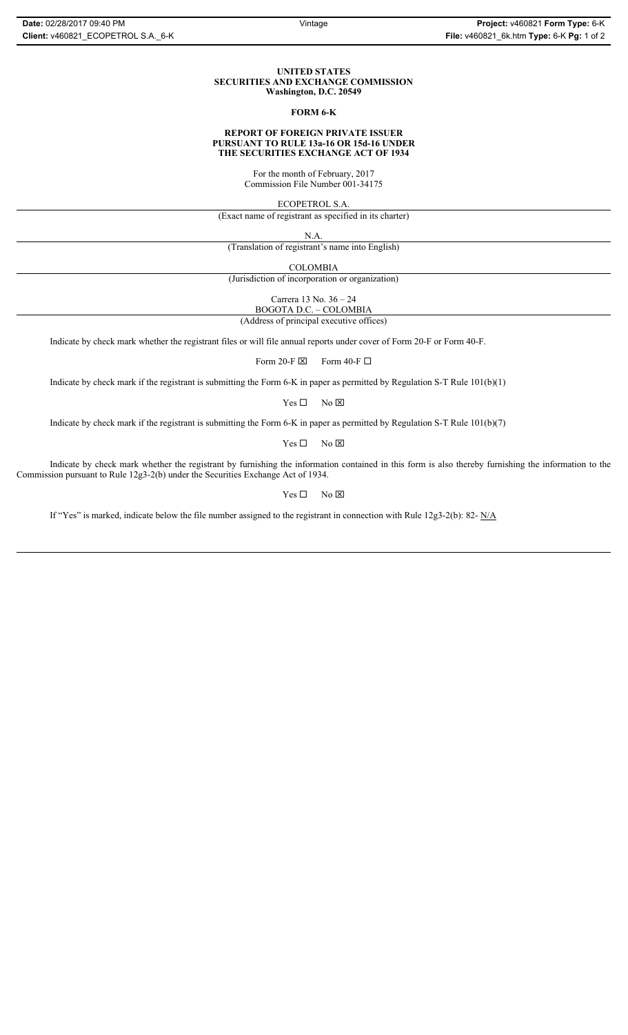**UNITED STATES**
**SECURITIES AND EXCHANGE COMMISSION**
**Washington, D.C. 20549**

**FORM 6-K**

**REPORT OF FOREIGN PRIVATE ISSUER**
**PURSUANT TO RULE 13a-16 OR 15d-16 UNDER**
**THE SECURITIES EXCHANGE ACT OF 1934**

For the month of February, 2017
Commission File Number 001-34175

ECOPETROL S.A.

(Exact name of registrant as specified in its charter)

N.A.

(Translation of registrant's name into English)

COLOMBIA

(Jurisdiction of incorporation or organization)

Carrera 13 No. 36 – 24
BOGOTA D.C. – COLOMBIA

(Address of principal executive offices)

Indicate by check mark whether the registrant files or will file annual reports under cover of Form 20-F or Form 40-F.

Form 20-F ☒ Form 40-F ☐

Indicate by check mark if the registrant is submitting the Form 6-K in paper as permitted by Regulation S-T Rule 101(b)(1)

Yes ☐ No ☒

Indicate by check mark if the registrant is submitting the Form 6-K in paper as permitted by Regulation S-T Rule 101(b)(7)

Yes ☐ No ☒

Indicate by check mark whether the registrant by furnishing the information contained in this form is also thereby furnishing the information to the Commission pursuant to Rule 12g3-2(b) under the Securities Exchange Act of 1934.

Yes ☐ No ☒

If "Yes" is marked, indicate below the file number assigned to the registrant in connection with Rule 12g3-2(b): 82- N/A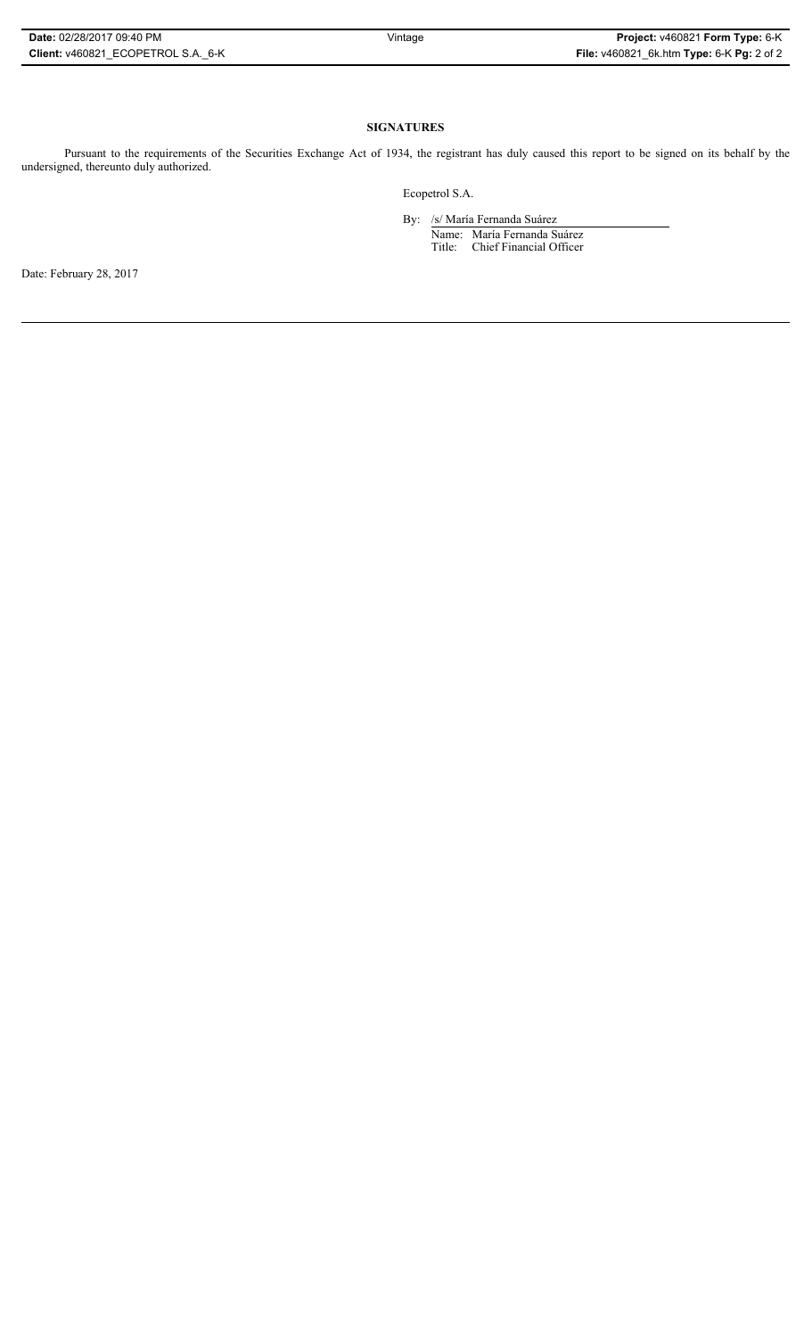**SIGNATURES**

Pursuant to the requirements of the Securities Exchange Act of 1934, the registrant has duly caused this report to be signed on its behalf by the undersigned, thereunto duly authorized.

Ecopetrol S.A.

By: /s/ María Fernanda Suárez
Name: María Fernanda Suárez
Title: Chief Financial Officer

Date: February 28, 2017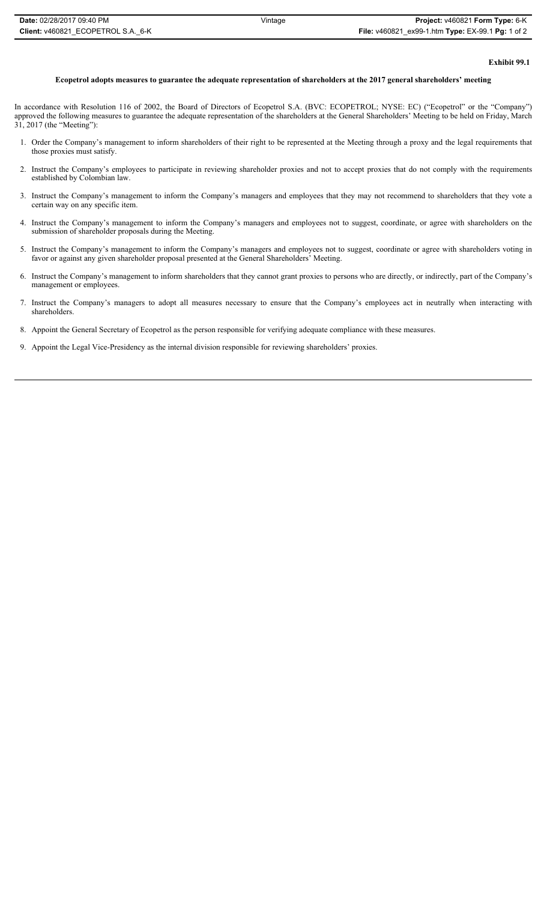**Exhibit 99.1**

**Ecopetrol adopts measures to guarantee the adequate representation of shareholders at the 2017 general shareholders' meeting**

In accordance with Resolution 116 of 2002, the Board of Directors of Ecopetrol S.A. (BVC: ECOPETROL; NYSE: EC) ("Ecopetrol" or the "Company") approved the following measures to guarantee the adequate representation of the shareholders at the General Shareholders' Meeting to be held on Friday, March 31, 2017 (the "Meeting"):

1. Order the Company's management to inform shareholders of their right to be represented at the Meeting through a proxy and the legal requirements that those proxies must satisfy.
2. Instruct the Company's employees to participate in reviewing shareholder proxies and not to accept proxies that do not comply with the requirements established by Colombian law.
3. Instruct the Company's management to inform the Company's managers and employees that they may not recommend to shareholders that they vote a certain way on any specific item.
4. Instruct the Company's management to inform the Company's managers and employees not to suggest, coordinate, or agree with shareholders on the submission of shareholder proposals during the Meeting.
5. Instruct the Company's management to inform the Company's managers and employees not to suggest, coordinate or agree with shareholders voting in favor or against any given shareholder proposal presented at the General Shareholders' Meeting.
6. Instruct the Company's management to inform shareholders that they cannot grant proxies to persons who are directly, or indirectly, part of the Company's management or employees.
7. Instruct the Company's managers to adopt all measures necessary to ensure that the Company's employees act in neutrally when interacting with shareholders.
8. Appoint the General Secretary of Ecopetrol as the person responsible for verifying adequate compliance with these measures.
9. Appoint the Legal Vice-Presidency as the internal division responsible for reviewing shareholders' proxies.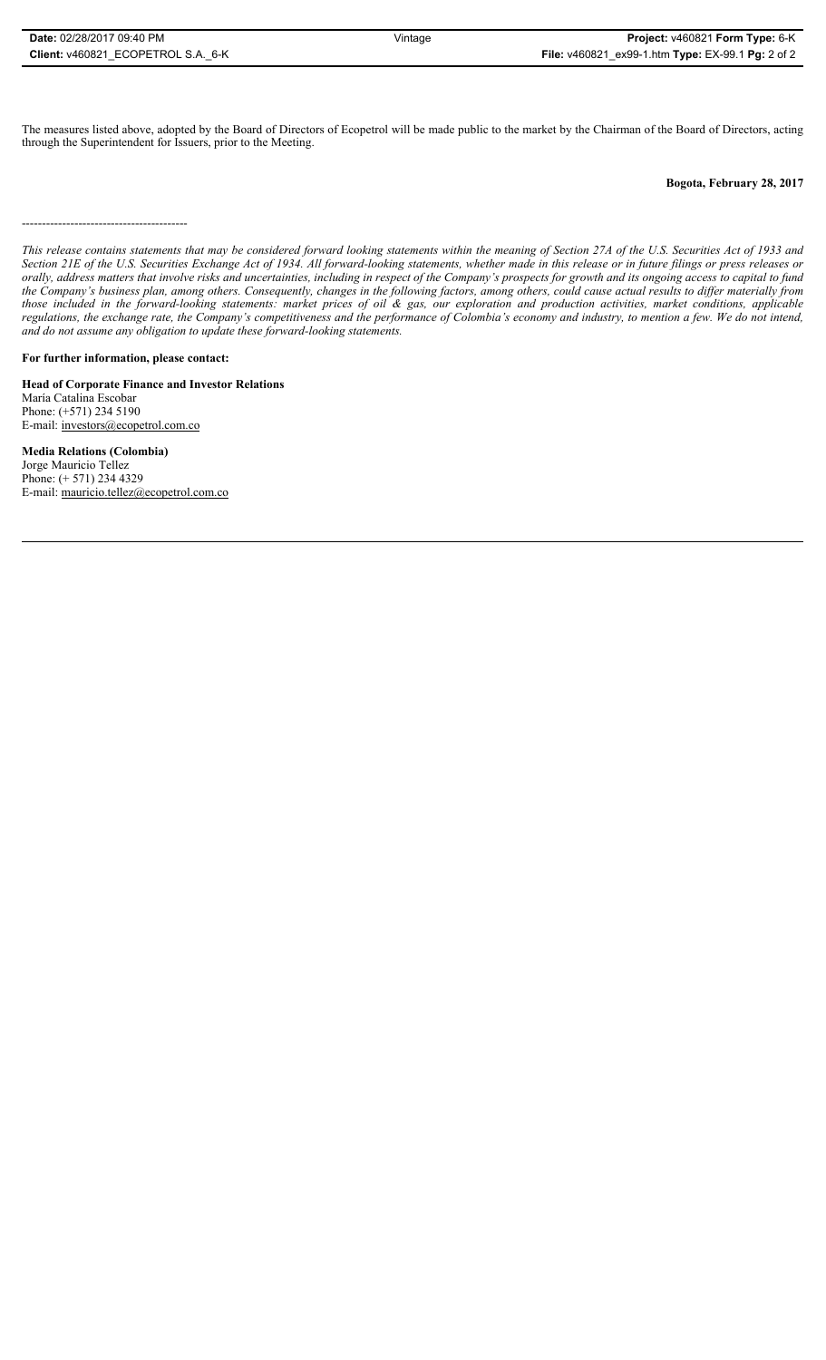The measures listed above, adopted by the Board of Directors of Ecopetrol will be made public to the market by the Chairman of the Board of Directors, acting through the Superintendent for Issuers, prior to the Meeting.

**Bogota, February 28, 2017**

-----------------------------------------

*This release contains statements that may be considered forward looking statements within the meaning of Section 27A of the U.S. Securities Act of 1933 and Section 21E of the U.S. Securities Exchange Act of 1934. All forward-looking statements, whether made in this release or in future filings or press releases or orally, address matters that involve risks and uncertainties, including in respect of the Company's prospects for growth and its ongoing access to capital to fund the Company's business plan, among others. Consequently, changes in the following factors, among others, could cause actual results to differ materially from those included in the forward-looking statements: market prices of oil & gas, our exploration and production activities, market conditions, applicable regulations, the exchange rate, the Company's competitiveness and the performance of Colombia's economy and industry, to mention a few. We do not intend, and do not assume any obligation to update these forward-looking statements.*

**For further information, please contact:**

**Head of Corporate Finance and Investor Relations**
María Catalina Escobar
Phone: (+571) 234 5190
E-mail: investors@ecopetrol.com.co

**Media Relations (Colombia)**
Jorge Mauricio Tellez
Phone: (+ 571) 234 4329
E-mail: mauricio.tellez@ecopetrol.com.co